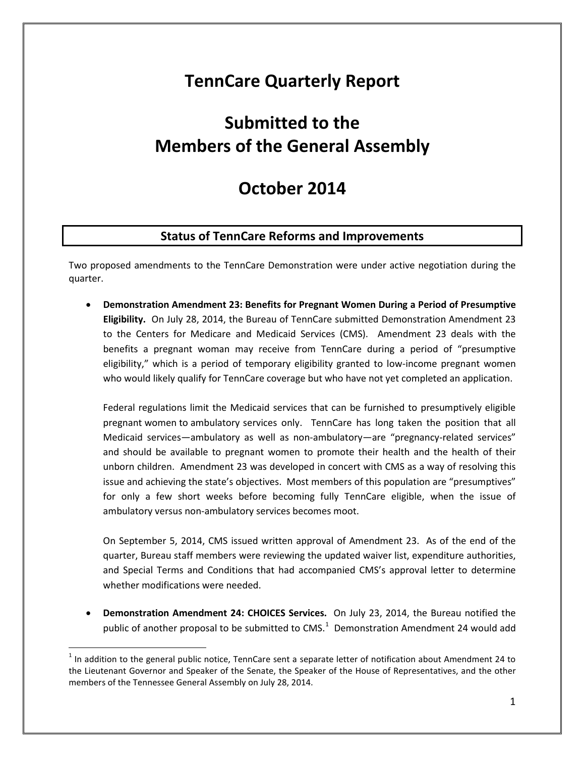# TennCare Quarterly Report

# Submitted to the Members of the General Assembly

# October 2014

## Status of TennCare Reforms and Improvements

Two proposed amendments to the TennCare Demonstration were under active negotiation during the quarter.

- **Demonstration Amendment 23: Benefits for Pregnant Women During a Period of Presumptive Eligibility.** On July 28, 2014, the Bureau of TennCare submitted Demonstration Amendment 23 to the Centers for Medicare and Medicaid Services (CMS). Amendment 23 deals with the benefits a pregnant woman may receive from TennCare during a period of "presumptive eligibility," which is a period of temporary eligibility granted to low-income pregnant women who would likely qualify for TennCare coverage but who have not yet completed an application.

  Federal regulations limit the Medicaid services that can be furnished to presumptively eligible pregnant women to ambulatory services only. TennCare has long taken the position that all Medicaid services—ambulatory as well as non-ambulatory—are "pregnancy-related services" and should be available to pregnant women to promote their health and the health of their unborn children. Amendment 23 was developed in concert with CMS as a way of resolving this issue and achieving the state's objectives. Most members of this population are "presumptives" for only a few short weeks before becoming fully TennCare eligible, when the issue of ambulatory versus non-ambulatory services becomes moot.

  On September 5, 2014, CMS issued written approval of Amendment 23. As of the end of the quarter, Bureau staff members were reviewing the updated waiver list, expenditure authorities, and Special Terms and Conditions that had accompanied CMS's approval letter to determine whether modifications were needed.

- **Demonstration Amendment 24: CHOICES Services.** On July 23, 2014, the Bureau notified the public of another proposal to be submitted to CMS.[1] Demonstration Amendment 24 would add

[1] In addition to the general public notice, TennCare sent a separate letter of notification about Amendment 24 to the Lieutenant Governor and Speaker of the Senate, the Speaker of the House of Representatives, and the other members of the Tennessee General Assembly on July 28, 2014.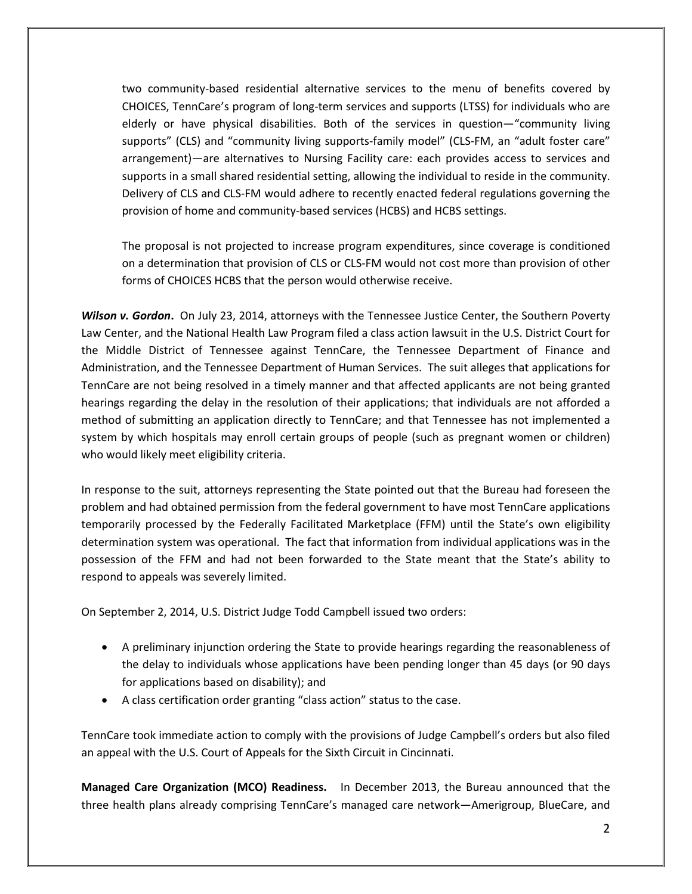two community-based residential alternative services to the menu of benefits covered by CHOICES, TennCare's program of long-term services and supports (LTSS) for individuals who are elderly or have physical disabilities. Both of the services in question—"community living supports" (CLS) and "community living supports-family model" (CLS-FM, an "adult foster care" arrangement)—are alternatives to Nursing Facility care: each provides access to services and supports in a small shared residential setting, allowing the individual to reside in the community. Delivery of CLS and CLS-FM would adhere to recently enacted federal regulations governing the provision of home and community-based services (HCBS) and HCBS settings.

The proposal is not projected to increase program expenditures, since coverage is conditioned on a determination that provision of CLS or CLS-FM would not cost more than provision of other forms of CHOICES HCBS that the person would otherwise receive.

***Wilson v. Gordon*.** On July 23, 2014, attorneys with the Tennessee Justice Center, the Southern Poverty Law Center, and the National Health Law Program filed a class action lawsuit in the U.S. District Court for the Middle District of Tennessee against TennCare, the Tennessee Department of Finance and Administration, and the Tennessee Department of Human Services. The suit alleges that applications for TennCare are not being resolved in a timely manner and that affected applicants are not being granted hearings regarding the delay in the resolution of their applications; that individuals are not afforded a method of submitting an application directly to TennCare; and that Tennessee has not implemented a system by which hospitals may enroll certain groups of people (such as pregnant women or children) who would likely meet eligibility criteria.

In response to the suit, attorneys representing the State pointed out that the Bureau had foreseen the problem and had obtained permission from the federal government to have most TennCare applications temporarily processed by the Federally Facilitated Marketplace (FFM) until the State's own eligibility determination system was operational. The fact that information from individual applications was in the possession of the FFM and had not been forwarded to the State meant that the State's ability to respond to appeals was severely limited.

On September 2, 2014, U.S. District Judge Todd Campbell issued two orders:

- A preliminary injunction ordering the State to provide hearings regarding the reasonableness of the delay to individuals whose applications have been pending longer than 45 days (or 90 days for applications based on disability); and
- A class certification order granting "class action" status to the case.

TennCare took immediate action to comply with the provisions of Judge Campbell's orders but also filed an appeal with the U.S. Court of Appeals for the Sixth Circuit in Cincinnati.

**Managed Care Organization (MCO) Readiness.** In December 2013, the Bureau announced that the three health plans already comprising TennCare's managed care network—Amerigroup, BlueCare, and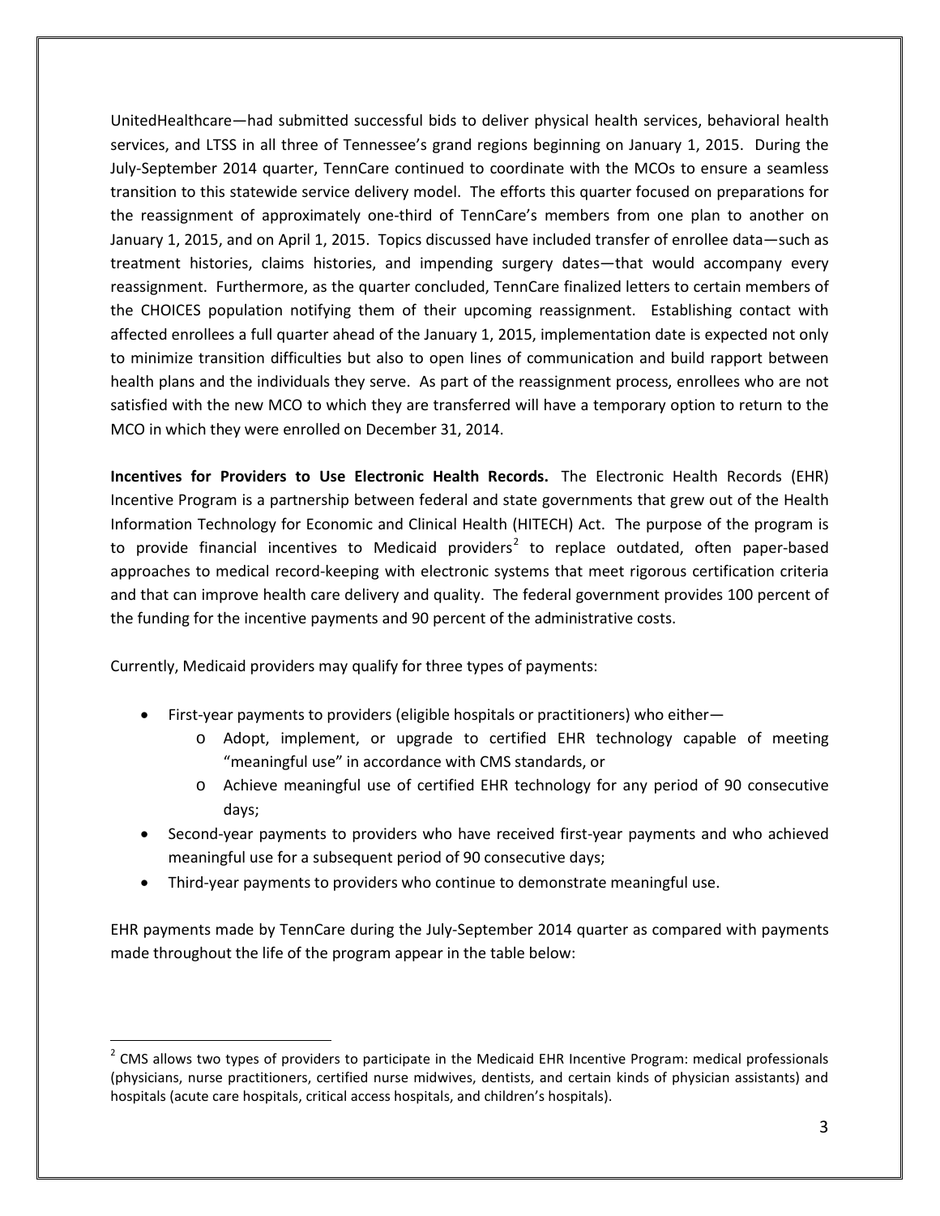UnitedHealthcare—had submitted successful bids to deliver physical health services, behavioral health services, and LTSS in all three of Tennessee's grand regions beginning on January 1, 2015. During the July-September 2014 quarter, TennCare continued to coordinate with the MCOs to ensure a seamless transition to this statewide service delivery model. The efforts this quarter focused on preparations for the reassignment of approximately one-third of TennCare's members from one plan to another on January 1, 2015, and on April 1, 2015. Topics discussed have included transfer of enrollee data—such as treatment histories, claims histories, and impending surgery dates—that would accompany every reassignment. Furthermore, as the quarter concluded, TennCare finalized letters to certain members of the CHOICES population notifying them of their upcoming reassignment. Establishing contact with affected enrollees a full quarter ahead of the January 1, 2015, implementation date is expected not only to minimize transition difficulties but also to open lines of communication and build rapport between health plans and the individuals they serve. As part of the reassignment process, enrollees who are not satisfied with the new MCO to which they are transferred will have a temporary option to return to the MCO in which they were enrolled on December 31, 2014.

**Incentives for Providers to Use Electronic Health Records.** The Electronic Health Records (EHR) Incentive Program is a partnership between federal and state governments that grew out of the Health Information Technology for Economic and Clinical Health (HITECH) Act. The purpose of the program is to provide financial incentives to Medicaid providers[2] to replace outdated, often paper-based approaches to medical record-keeping with electronic systems that meet rigorous certification criteria and that can improve health care delivery and quality. The federal government provides 100 percent of the funding for the incentive payments and 90 percent of the administrative costs.

Currently, Medicaid providers may qualify for three types of payments:

- First-year payments to providers (eligible hospitals or practitioners) who either—
  - Adopt, implement, or upgrade to certified EHR technology capable of meeting "meaningful use" in accordance with CMS standards, or
  - Achieve meaningful use of certified EHR technology for any period of 90 consecutive days;
- Second-year payments to providers who have received first-year payments and who achieved meaningful use for a subsequent period of 90 consecutive days;
- Third-year payments to providers who continue to demonstrate meaningful use.

EHR payments made by TennCare during the July-September 2014 quarter as compared with payments made throughout the life of the program appear in the table below:

[2] CMS allows two types of providers to participate in the Medicaid EHR Incentive Program: medical professionals (physicians, nurse practitioners, certified nurse midwives, dentists, and certain kinds of physician assistants) and hospitals (acute care hospitals, critical access hospitals, and children's hospitals).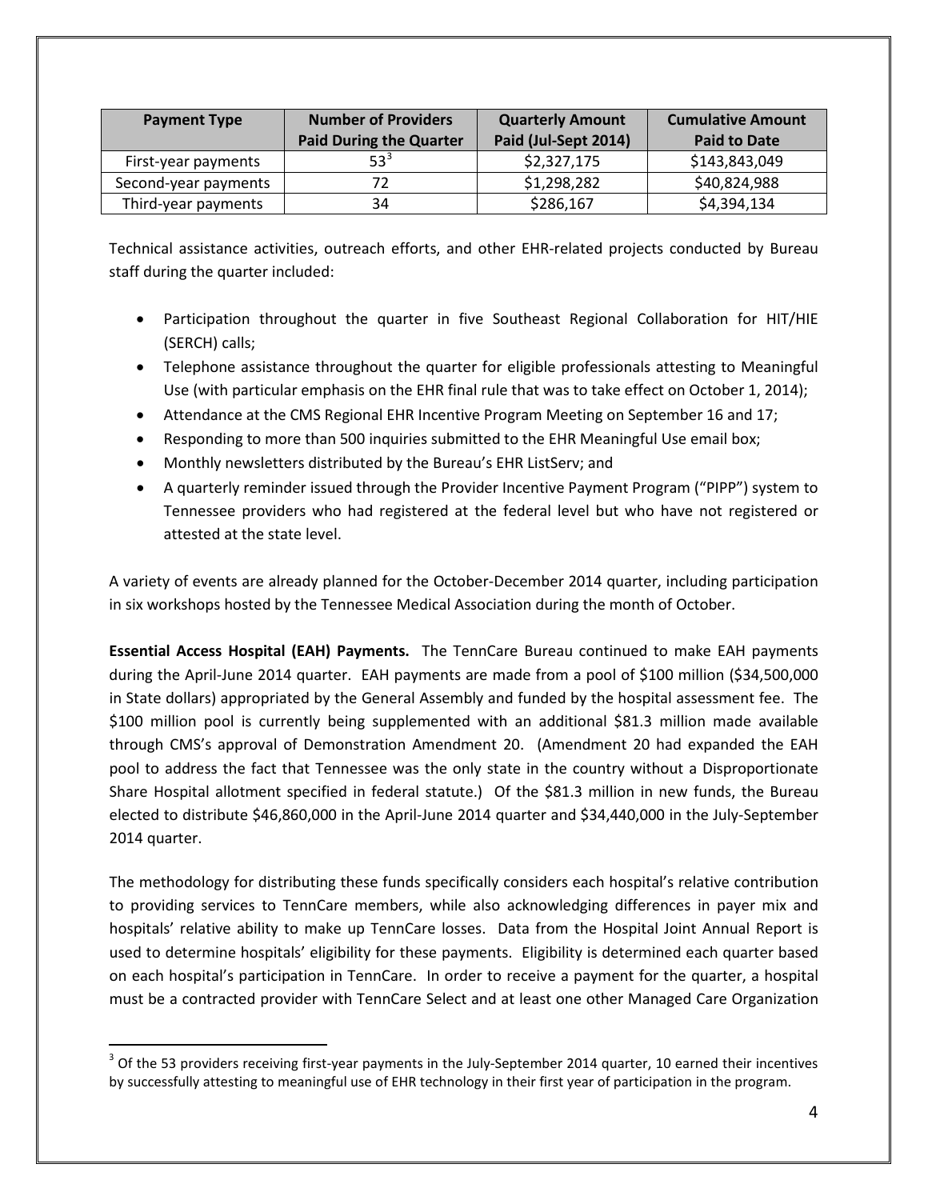| Payment Type | Number of Providers Paid During the Quarter | Quarterly Amount Paid (Jul-Sept 2014) | Cumulative Amount Paid to Date |
|---|---|---|---|
| First-year payments | 53[3] | $2,327,175 | $143,843,049 |
| Second-year payments | 72 | $1,298,282 | $40,824,988 |
| Third-year payments | 34 | $286,167 | $4,394,134 |

Technical assistance activities, outreach efforts, and other EHR-related projects conducted by Bureau staff during the quarter included:

- Participation throughout the quarter in five Southeast Regional Collaboration for HIT/HIE (SERCH) calls;
- Telephone assistance throughout the quarter for eligible professionals attesting to Meaningful Use (with particular emphasis on the EHR final rule that was to take effect on October 1, 2014);
- Attendance at the CMS Regional EHR Incentive Program Meeting on September 16 and 17;
- Responding to more than 500 inquiries submitted to the EHR Meaningful Use email box;
- Monthly newsletters distributed by the Bureau's EHR ListServ; and
- A quarterly reminder issued through the Provider Incentive Payment Program ("PIPP") system to Tennessee providers who had registered at the federal level but who have not registered or attested at the state level.

A variety of events are already planned for the October-December 2014 quarter, including participation in six workshops hosted by the Tennessee Medical Association during the month of October.

**Essential Access Hospital (EAH) Payments.** The TennCare Bureau continued to make EAH payments during the April-June 2014 quarter. EAH payments are made from a pool of $100 million ($34,500,000 in State dollars) appropriated by the General Assembly and funded by the hospital assessment fee. The $100 million pool is currently being supplemented with an additional $81.3 million made available through CMS's approval of Demonstration Amendment 20. (Amendment 20 had expanded the EAH pool to address the fact that Tennessee was the only state in the country without a Disproportionate Share Hospital allotment specified in federal statute.) Of the $81.3 million in new funds, the Bureau elected to distribute $46,860,000 in the April-June 2014 quarter and $34,440,000 in the July-September 2014 quarter.

The methodology for distributing these funds specifically considers each hospital's relative contribution to providing services to TennCare members, while also acknowledging differences in payer mix and hospitals' relative ability to make up TennCare losses. Data from the Hospital Joint Annual Report is used to determine hospitals' eligibility for these payments. Eligibility is determined each quarter based on each hospital's participation in TennCare. In order to receive a payment for the quarter, a hospital must be a contracted provider with TennCare Select and at least one other Managed Care Organization

[3] Of the 53 providers receiving first-year payments in the July-September 2014 quarter, 10 earned their incentives by successfully attesting to meaningful use of EHR technology in their first year of participation in the program.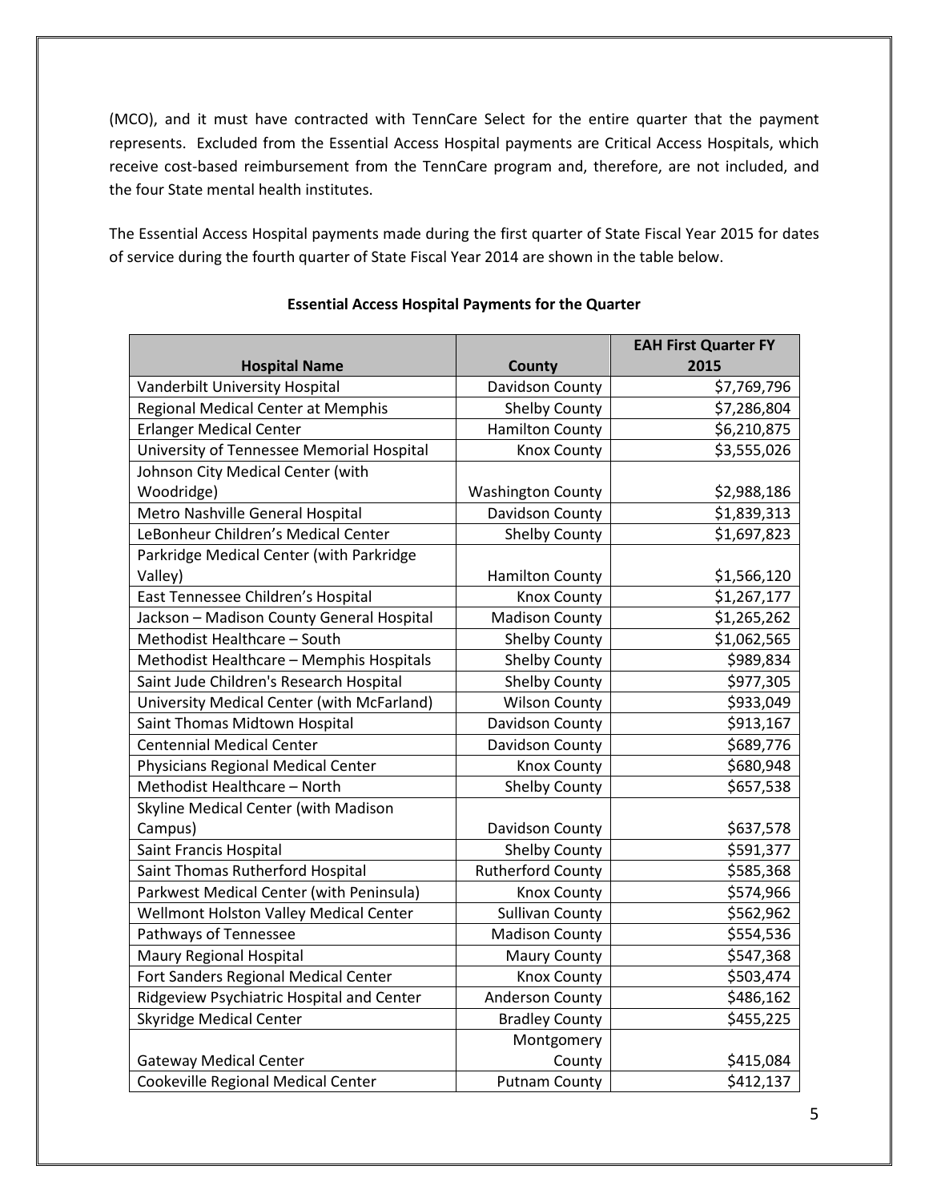(MCO), and it must have contracted with TennCare Select for the entire quarter that the payment represents. Excluded from the Essential Access Hospital payments are Critical Access Hospitals, which receive cost-based reimbursement from the TennCare program and, therefore, are not included, and the four State mental health institutes.

The Essential Access Hospital payments made during the first quarter of State Fiscal Year 2015 for dates of service during the fourth quarter of State Fiscal Year 2014 are shown in the table below.

**Essential Access Hospital Payments for the Quarter**

| Hospital Name | County | EAH First Quarter FY 2015 |
|---|---|---|
| Vanderbilt University Hospital | Davidson County | $7,769,796 |
| Regional Medical Center at Memphis | Shelby County | $7,286,804 |
| Erlanger Medical Center | Hamilton County | $6,210,875 |
| University of Tennessee Memorial Hospital | Knox County | $3,555,026 |
| Johnson City Medical Center (with Woodridge) | Washington County | $2,988,186 |
| Metro Nashville General Hospital | Davidson County | $1,839,313 |
| LeBonheur Children's Medical Center | Shelby County | $1,697,823 |
| Parkridge Medical Center (with Parkridge Valley) | Hamilton County | $1,566,120 |
| East Tennessee Children's Hospital | Knox County | $1,267,177 |
| Jackson – Madison County General Hospital | Madison County | $1,265,262 |
| Methodist Healthcare – South | Shelby County | $1,062,565 |
| Methodist Healthcare – Memphis Hospitals | Shelby County | $989,834 |
| Saint Jude Children's Research Hospital | Shelby County | $977,305 |
| University Medical Center (with McFarland) | Wilson County | $933,049 |
| Saint Thomas Midtown Hospital | Davidson County | $913,167 |
| Centennial Medical Center | Davidson County | $689,776 |
| Physicians Regional Medical Center | Knox County | $680,948 |
| Methodist Healthcare – North | Shelby County | $657,538 |
| Skyline Medical Center (with Madison Campus) | Davidson County | $637,578 |
| Saint Francis Hospital | Shelby County | $591,377 |
| Saint Thomas Rutherford Hospital | Rutherford County | $585,368 |
| Parkwest Medical Center (with Peninsula) | Knox County | $574,966 |
| Wellmont Holston Valley Medical Center | Sullivan County | $562,962 |
| Pathways of Tennessee | Madison County | $554,536 |
| Maury Regional Hospital | Maury County | $547,368 |
| Fort Sanders Regional Medical Center | Knox County | $503,474 |
| Ridgeview Psychiatric Hospital and Center | Anderson County | $486,162 |
| Skyridge Medical Center | Bradley County | $455,225 |
| Gateway Medical Center | Montgomery County | $415,084 |
| Cookeville Regional Medical Center | Putnam County | $412,137 |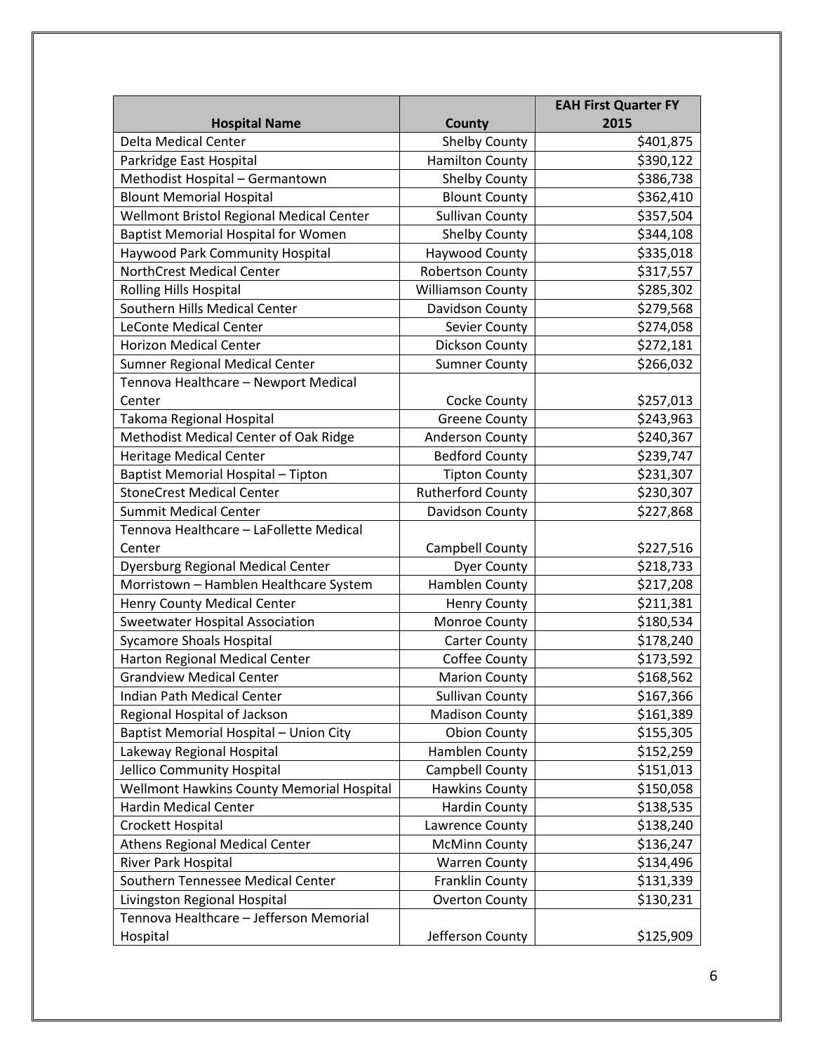| Hospital Name | County | EAH First Quarter FY 2015 |
| --- | --- | --- |
| Delta Medical Center | Shelby County | $401,875 |
| Parkridge East Hospital | Hamilton County | $390,122 |
| Methodist Hospital – Germantown | Shelby County | $386,738 |
| Blount Memorial Hospital | Blount County | $362,410 |
| Wellmont Bristol Regional Medical Center | Sullivan County | $357,504 |
| Baptist Memorial Hospital for Women | Shelby County | $344,108 |
| Haywood Park Community Hospital | Haywood County | $335,018 |
| NorthCrest Medical Center | Robertson County | $317,557 |
| Rolling Hills Hospital | Williamson County | $285,302 |
| Southern Hills Medical Center | Davidson County | $279,568 |
| LeConte Medical Center | Sevier County | $274,058 |
| Horizon Medical Center | Dickson County | $272,181 |
| Sumner Regional Medical Center | Sumner County | $266,032 |
| Tennova Healthcare – Newport Medical Center | Cocke County | $257,013 |
| Takoma Regional Hospital | Greene County | $243,963 |
| Methodist Medical Center of Oak Ridge | Anderson County | $240,367 |
| Heritage Medical Center | Bedford County | $239,747 |
| Baptist Memorial Hospital – Tipton | Tipton County | $231,307 |
| StoneCrest Medical Center | Rutherford County | $230,307 |
| Summit Medical Center | Davidson County | $227,868 |
| Tennova Healthcare – LaFollette Medical Center | Campbell County | $227,516 |
| Dyersburg Regional Medical Center | Dyer County | $218,733 |
| Morristown – Hamblen Healthcare System | Hamblen County | $217,208 |
| Henry County Medical Center | Henry County | $211,381 |
| Sweetwater Hospital Association | Monroe County | $180,534 |
| Sycamore Shoals Hospital | Carter County | $178,240 |
| Harton Regional Medical Center | Coffee County | $173,592 |
| Grandview Medical Center | Marion County | $168,562 |
| Indian Path Medical Center | Sullivan County | $167,366 |
| Regional Hospital of Jackson | Madison County | $161,389 |
| Baptist Memorial Hospital – Union City | Obion County | $155,305 |
| Lakeway Regional Hospital | Hamblen County | $152,259 |
| Jellico Community Hospital | Campbell County | $151,013 |
| Wellmont Hawkins County Memorial Hospital | Hawkins County | $150,058 |
| Hardin Medical Center | Hardin County | $138,535 |
| Crockett Hospital | Lawrence County | $138,240 |
| Athens Regional Medical Center | McMinn County | $136,247 |
| River Park Hospital | Warren County | $134,496 |
| Southern Tennessee Medical Center | Franklin County | $131,339 |
| Livingston Regional Hospital | Overton County | $130,231 |
| Tennova Healthcare – Jefferson Memorial Hospital | Jefferson County | $125,909 |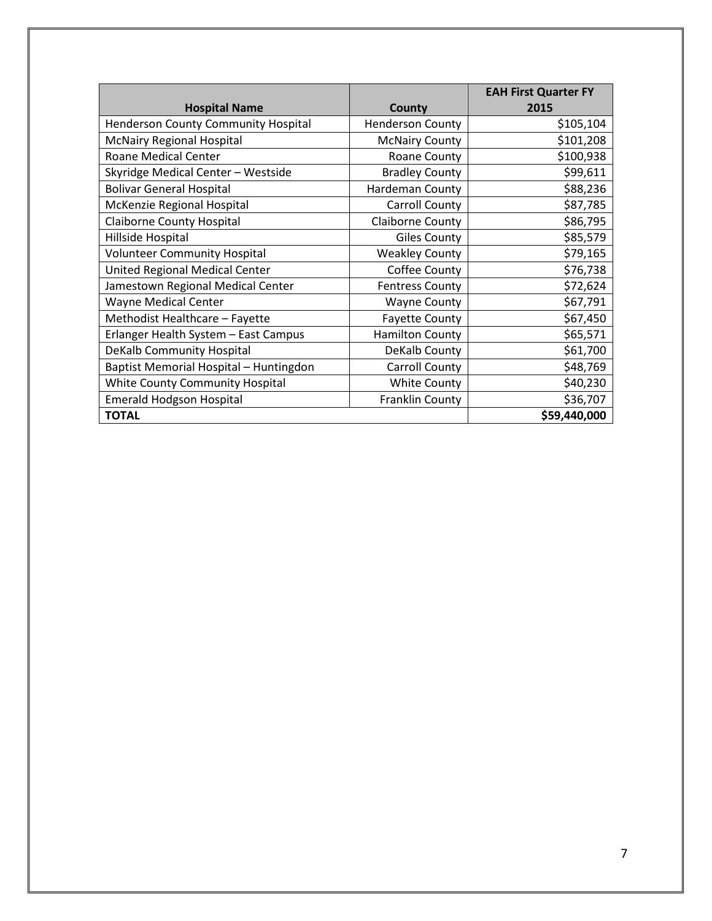| Hospital Name | County | EAH First Quarter FY 2015 |
| --- | --- | --- |
| Henderson County Community Hospital | Henderson County | $105,104 |
| McNairy Regional Hospital | McNairy County | $101,208 |
| Roane Medical Center | Roane County | $100,938 |
| Skyridge Medical Center – Westside | Bradley County | $99,611 |
| Bolivar General Hospital | Hardeman County | $88,236 |
| McKenzie Regional Hospital | Carroll County | $87,785 |
| Claiborne County Hospital | Claiborne County | $86,795 |
| Hillside Hospital | Giles County | $85,579 |
| Volunteer Community Hospital | Weakley County | $79,165 |
| United Regional Medical Center | Coffee County | $76,738 |
| Jamestown Regional Medical Center | Fentress County | $72,624 |
| Wayne Medical Center | Wayne County | $67,791 |
| Methodist Healthcare – Fayette | Fayette County | $67,450 |
| Erlanger Health System – East Campus | Hamilton County | $65,571 |
| DeKalb Community Hospital | DeKalb County | $61,700 |
| Baptist Memorial Hospital – Huntingdon | Carroll County | $48,769 |
| White County Community Hospital | White County | $40,230 |
| Emerald Hodgson Hospital | Franklin County | $36,707 |
| **TOTAL** | | **$59,440,000** |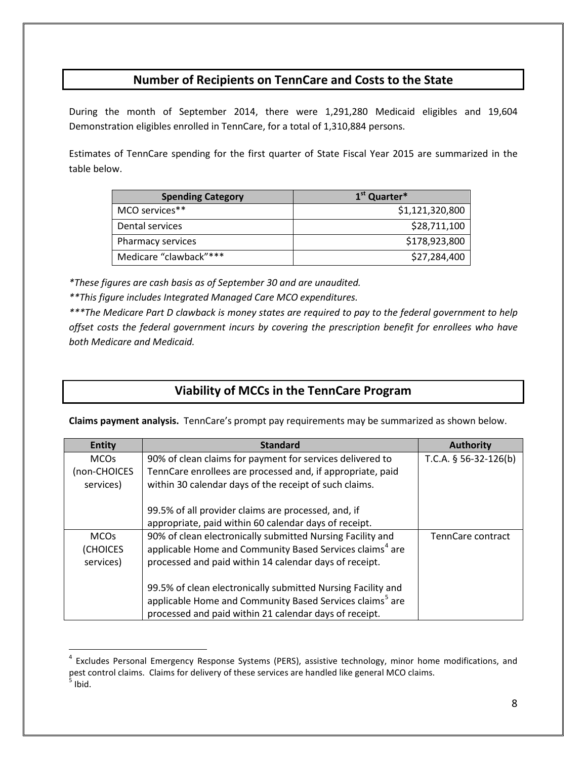## Number of Recipients on TennCare and Costs to the State

During the month of September 2014, there were 1,291,280 Medicaid eligibles and 19,604 Demonstration eligibles enrolled in TennCare, for a total of 1,310,884 persons.

Estimates of TennCare spending for the first quarter of State Fiscal Year 2015 are summarized in the table below.

| Spending Category | 1st Quarter* |
|---|---:|
| MCO services** | $1,121,320,800 |
| Dental services | $28,711,100 |
| Pharmacy services | $178,923,800 |
| Medicare "clawback"*** | $27,284,400 |

*\*These figures are cash basis as of September 30 and are unaudited.*

*\*\*This figure includes Integrated Managed Care MCO expenditures.*

*\*\*\*The Medicare Part D clawback is money states are required to pay to the federal government to help offset costs the federal government incurs by covering the prescription benefit for enrollees who have both Medicare and Medicaid.*

## Viability of MCCs in the TennCare Program

**Claims payment analysis.** TennCare's prompt pay requirements may be summarized as shown below.

| Entity | Standard | Authority |
|---|---|---|
| MCOs (non-CHOICES services) | 90% of clean claims for payment for services delivered to TennCare enrollees are processed and, if appropriate, paid within 30 calendar days of the receipt of such claims.<br><br>99.5% of all provider claims are processed, and, if appropriate, paid within 60 calendar days of receipt. | T.C.A. § 56-32-126(b) |
| MCOs (CHOICES services) | 90% of clean electronically submitted Nursing Facility and applicable Home and Community Based Services claims[4] are processed and paid within 14 calendar days of receipt.<br><br>99.5% of clean electronically submitted Nursing Facility and applicable Home and Community Based Services claims[5] are processed and paid within 21 calendar days of receipt. | TennCare contract |

[4] Excludes Personal Emergency Response Systems (PERS), assistive technology, minor home modifications, and pest control claims. Claims for delivery of these services are handled like general MCO claims.

[5] Ibid.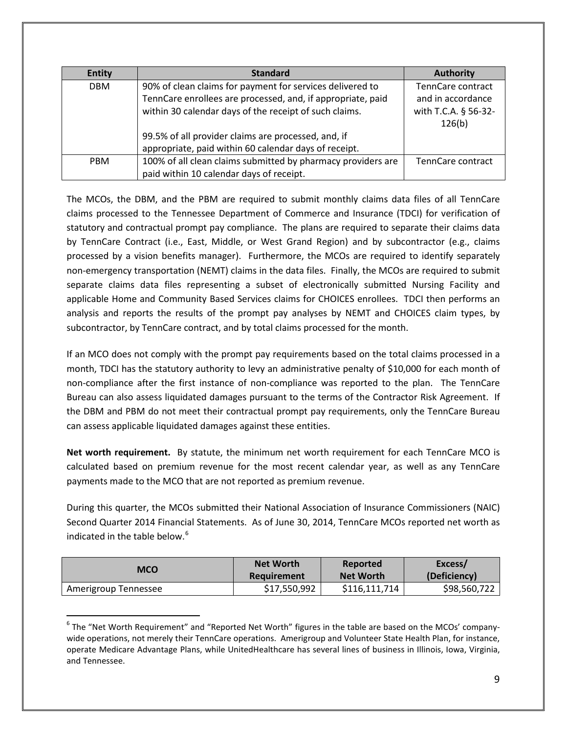| Entity | Standard | Authority |
| --- | --- | --- |
| DBM | 90% of clean claims for payment for services delivered to TennCare enrollees are processed, and, if appropriate, paid within 30 calendar days of the receipt of such claims.<br><br>99.5% of all provider claims are processed, and, if appropriate, paid within 60 calendar days of receipt. | TennCare contract and in accordance with T.C.A. § 56-32-126(b) |
| PBM | 100% of all clean claims submitted by pharmacy providers are paid within 10 calendar days of receipt. | TennCare contract |

The MCOs, the DBM, and the PBM are required to submit monthly claims data files of all TennCare claims processed to the Tennessee Department of Commerce and Insurance (TDCI) for verification of statutory and contractual prompt pay compliance. The plans are required to separate their claims data by TennCare Contract (i.e., East, Middle, or West Grand Region) and by subcontractor (e.g., claims processed by a vision benefits manager). Furthermore, the MCOs are required to identify separately non-emergency transportation (NEMT) claims in the data files. Finally, the MCOs are required to submit separate claims data files representing a subset of electronically submitted Nursing Facility and applicable Home and Community Based Services claims for CHOICES enrollees. TDCI then performs an analysis and reports the results of the prompt pay analyses by NEMT and CHOICES claim types, by subcontractor, by TennCare contract, and by total claims processed for the month.

If an MCO does not comply with the prompt pay requirements based on the total claims processed in a month, TDCI has the statutory authority to levy an administrative penalty of $10,000 for each month of non-compliance after the first instance of non-compliance was reported to the plan. The TennCare Bureau can also assess liquidated damages pursuant to the terms of the Contractor Risk Agreement. If the DBM and PBM do not meet their contractual prompt pay requirements, only the TennCare Bureau can assess applicable liquidated damages against these entities.

**Net worth requirement.** By statute, the minimum net worth requirement for each TennCare MCO is calculated based on premium revenue for the most recent calendar year, as well as any TennCare payments made to the MCO that are not reported as premium revenue.

During this quarter, the MCOs submitted their National Association of Insurance Commissioners (NAIC) Second Quarter 2014 Financial Statements. As of June 30, 2014, TennCare MCOs reported net worth as indicated in the table below.[6]

| MCO | Net Worth Requirement | Reported Net Worth | Excess/ (Deficiency) |
| --- | --- | --- | --- |
| Amerigroup Tennessee | $17,550,992 | $116,111,714 | $98,560,722 |

[6] The "Net Worth Requirement" and "Reported Net Worth" figures in the table are based on the MCOs' company-wide operations, not merely their TennCare operations. Amerigroup and Volunteer State Health Plan, for instance, operate Medicare Advantage Plans, while UnitedHealthcare has several lines of business in Illinois, Iowa, Virginia, and Tennessee.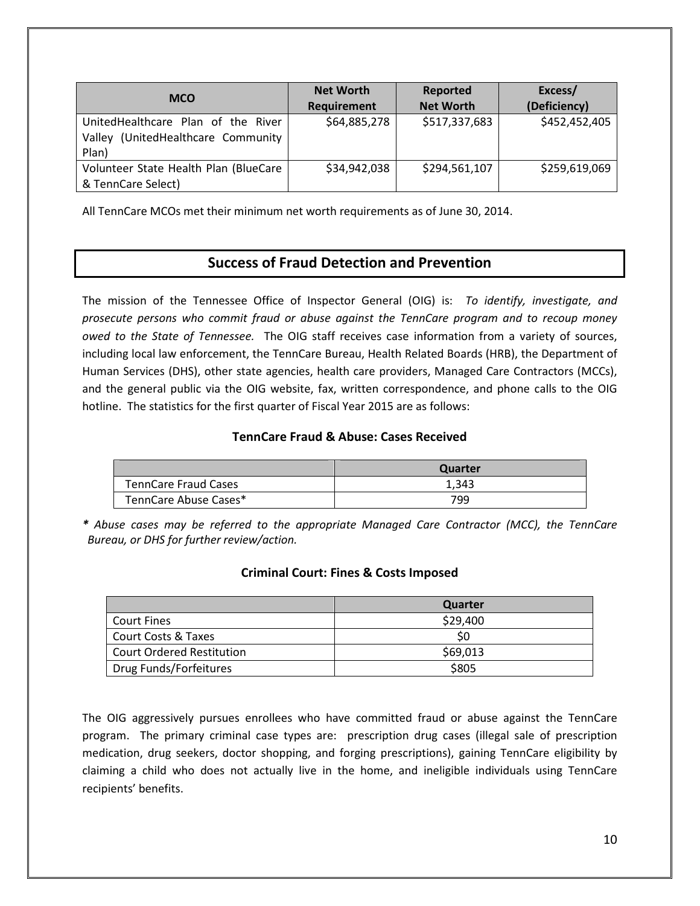| MCO | Net Worth Requirement | Reported Net Worth | Excess/ (Deficiency) |
|---|---|---|---|
| UnitedHealthcare Plan of the River Valley (UnitedHealthcare Community Plan) | $64,885,278 | $517,337,683 | $452,452,405 |
| Volunteer State Health Plan (BlueCare & TennCare Select) | $34,942,038 | $294,561,107 | $259,619,069 |

All TennCare MCOs met their minimum net worth requirements as of June 30, 2014.

## Success of Fraud Detection and Prevention

The mission of the Tennessee Office of Inspector General (OIG) is: *To identify, investigate, and prosecute persons who commit fraud or abuse against the TennCare program and to recoup money owed to the State of Tennessee.* The OIG staff receives case information from a variety of sources, including local law enforcement, the TennCare Bureau, Health Related Boards (HRB), the Department of Human Services (DHS), other state agencies, health care providers, Managed Care Contractors (MCCs), and the general public via the OIG website, fax, written correspondence, and phone calls to the OIG hotline. The statistics for the first quarter of Fiscal Year 2015 are as follows:

### TennCare Fraud & Abuse: Cases Received

| | Quarter |
|---|---|
| TennCare Fraud Cases | 1,343 |
| TennCare Abuse Cases* | 799 |

*\* Abuse cases may be referred to the appropriate Managed Care Contractor (MCC), the TennCare Bureau, or DHS for further review/action.*

### Criminal Court: Fines & Costs Imposed

| | Quarter |
|---|---|
| Court Fines | $29,400 |
| Court Costs & Taxes | $0 |
| Court Ordered Restitution | $69,013 |
| Drug Funds/Forfeitures | $805 |

The OIG aggressively pursues enrollees who have committed fraud or abuse against the TennCare program. The primary criminal case types are: prescription drug cases (illegal sale of prescription medication, drug seekers, doctor shopping, and forging prescriptions), gaining TennCare eligibility by claiming a child who does not actually live in the home, and ineligible individuals using TennCare recipients' benefits.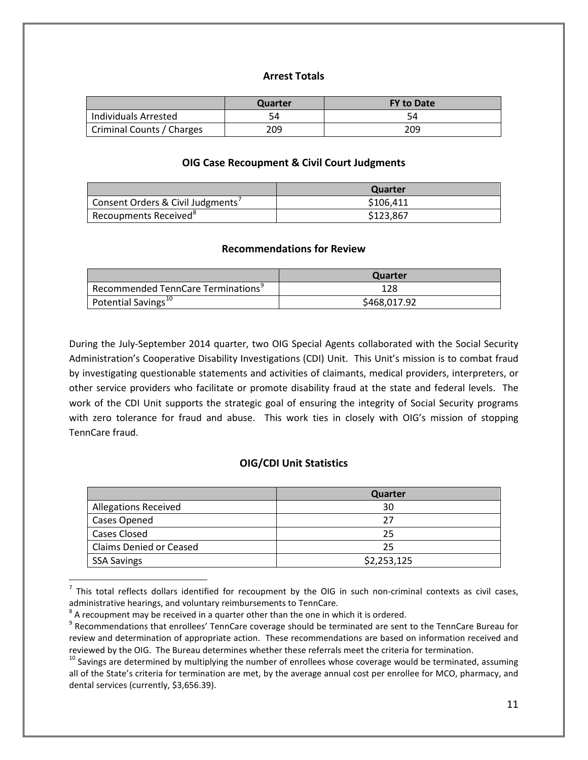### Arrest Totals

| | Quarter | FY to Date |
|---|---|---|
| Individuals Arrested | 54 | 54 |
| Criminal Counts / Charges | 209 | 209 |

### OIG Case Recoupment & Civil Court Judgments

| | Quarter |
|---|---|
| Consent Orders & Civil Judgments[7] | $106,411 |
| Recoupments Received[8] | $123,867 |

### Recommendations for Review

| | Quarter |
|---|---|
| Recommended TennCare Terminations[9] | 128 |
| Potential Savings[10] | $468,017.92 |

During the July-September 2014 quarter, two OIG Special Agents collaborated with the Social Security Administration's Cooperative Disability Investigations (CDI) Unit. This Unit's mission is to combat fraud by investigating questionable statements and activities of claimants, medical providers, interpreters, or other service providers who facilitate or promote disability fraud at the state and federal levels. The work of the CDI Unit supports the strategic goal of ensuring the integrity of Social Security programs with zero tolerance for fraud and abuse. This work ties in closely with OIG's mission of stopping TennCare fraud.

### OIG/CDI Unit Statistics

| | Quarter |
|---|---|
| Allegations Received | 30 |
| Cases Opened | 27 |
| Cases Closed | 25 |
| Claims Denied or Ceased | 25 |
| SSA Savings | $2,253,125 |

---

[7] This total reflects dollars identified for recoupment by the OIG in such non-criminal contexts as civil cases, administrative hearings, and voluntary reimbursements to TennCare.

[8] A recoupment may be received in a quarter other than the one in which it is ordered.

[9] Recommendations that enrollees' TennCare coverage should be terminated are sent to the TennCare Bureau for review and determination of appropriate action. These recommendations are based on information received and reviewed by the OIG. The Bureau determines whether these referrals meet the criteria for termination.

[10] Savings are determined by multiplying the number of enrollees whose coverage would be terminated, assuming all of the State's criteria for termination are met, by the average annual cost per enrollee for MCO, pharmacy, and dental services (currently, $3,656.39).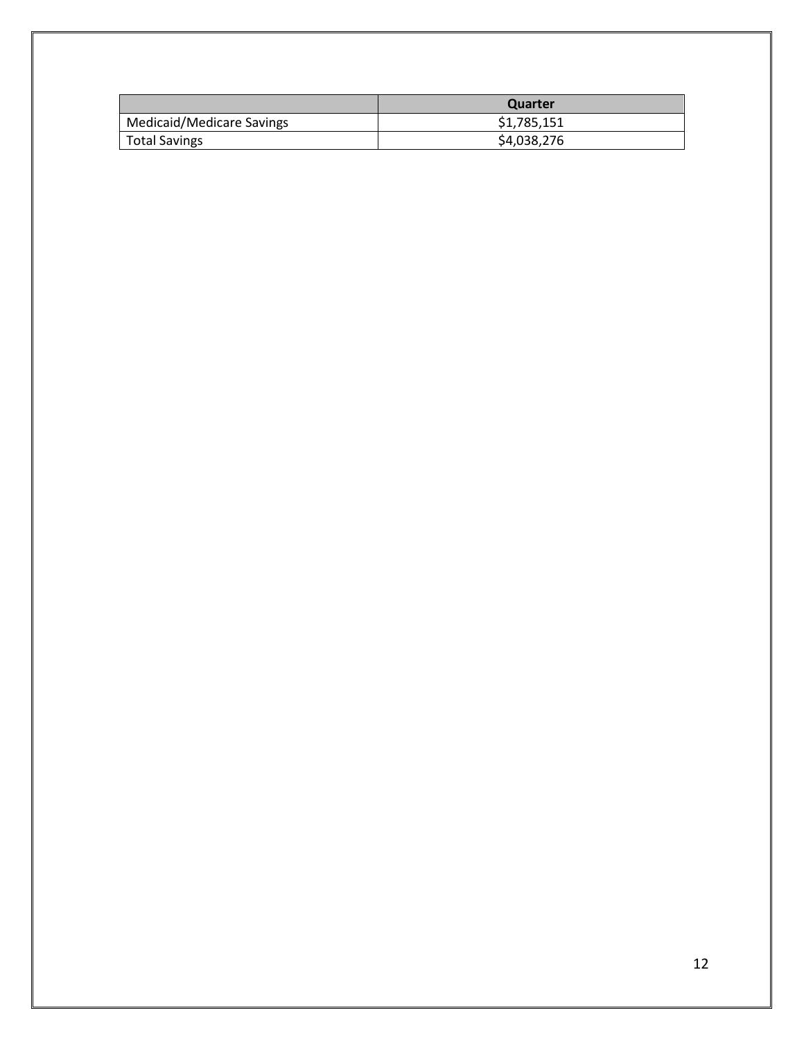| | Quarter |
|---|---|
| Medicaid/Medicare Savings | $1,785,151 |
| Total Savings | $4,038,276 |